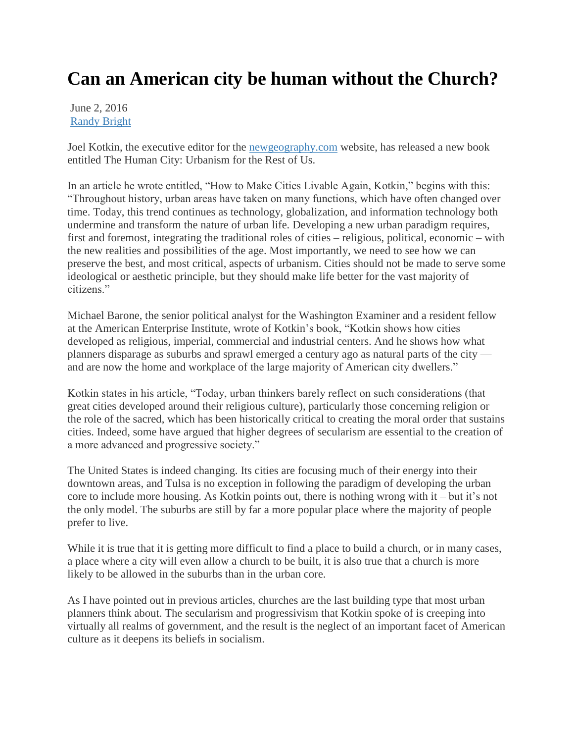# Can an American city be human without the Church?

June 2, 2016
[Randy Bright]

Joel Kotkin, the executive editor for the [newgeography.com] website, has released a new book entitled The Human City: Urbanism for the Rest of Us.

In an article he wrote entitled, "How to Make Cities Livable Again, Kotkin," begins with this: "Throughout history, urban areas have taken on many functions, which have often changed over time. Today, this trend continues as technology, globalization, and information technology both undermine and transform the nature of urban life. Developing a new urban paradigm requires, first and foremost, integrating the traditional roles of cities – religious, political, economic – with the new realities and possibilities of the age. Most importantly, we need to see how we can preserve the best, and most critical, aspects of urbanism. Cities should not be made to serve some ideological or aesthetic principle, but they should make life better for the vast majority of citizens."

Michael Barone, the senior political analyst for the Washington Examiner and a resident fellow at the American Enterprise Institute, wrote of Kotkin's book, "Kotkin shows how cities developed as religious, imperial, commercial and industrial centers. And he shows how what planners disparage as suburbs and sprawl emerged a century ago as natural parts of the city — and are now the home and workplace of the large majority of American city dwellers."

Kotkin states in his article, "Today, urban thinkers barely reflect on such considerations (that great cities developed around their religious culture), particularly those concerning religion or the role of the sacred, which has been historically critical to creating the moral order that sustains cities. Indeed, some have argued that higher degrees of secularism are essential to the creation of a more advanced and progressive society."

The United States is indeed changing. Its cities are focusing much of their energy into their downtown areas, and Tulsa is no exception in following the paradigm of developing the urban core to include more housing. As Kotkin points out, there is nothing wrong with it – but it's not the only model. The suburbs are still by far a more popular place where the majority of people prefer to live.

While it is true that it is getting more difficult to find a place to build a church, or in many cases, a place where a city will even allow a church to be built, it is also true that a church is more likely to be allowed in the suburbs than in the urban core.

As I have pointed out in previous articles, churches are the last building type that most urban planners think about. The secularism and progressivism that Kotkin spoke of is creeping into virtually all realms of government, and the result is the neglect of an important facet of American culture as it deepens its beliefs in socialism.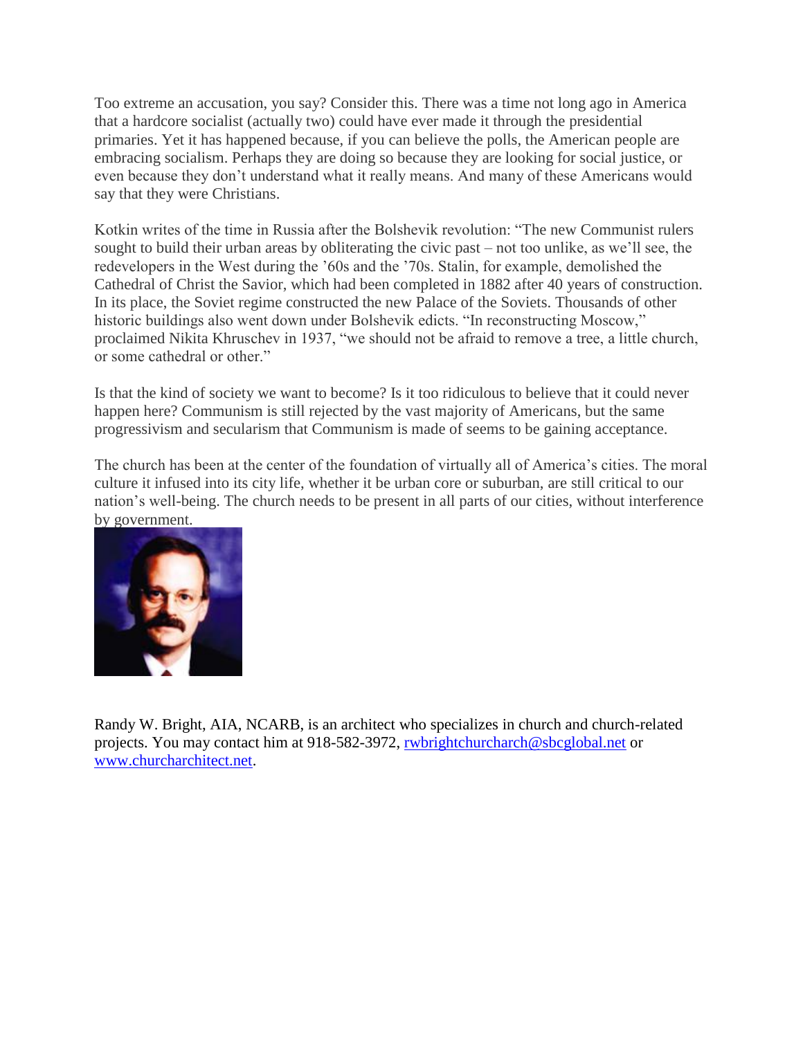Too extreme an accusation, you say? Consider this. There was a time not long ago in America that a hardcore socialist (actually two) could have ever made it through the presidential primaries. Yet it has happened because, if you can believe the polls, the American people are embracing socialism. Perhaps they are doing so because they are looking for social justice, or even because they don't understand what it really means. And many of these Americans would say that they were Christians.

Kotkin writes of the time in Russia after the Bolshevik revolution: "The new Communist rulers sought to build their urban areas by obliterating the civic past – not too unlike, as we'll see, the redevelopers in the West during the '60s and the '70s. Stalin, for example, demolished the Cathedral of Christ the Savior, which had been completed in 1882 after 40 years of construction. In its place, the Soviet regime constructed the new Palace of the Soviets. Thousands of other historic buildings also went down under Bolshevik edicts. "In reconstructing Moscow," proclaimed Nikita Khruschev in 1937, "we should not be afraid to remove a tree, a little church, or some cathedral or other."

Is that the kind of society we want to become? Is it too ridiculous to believe that it could never happen here? Communism is still rejected by the vast majority of Americans, but the same progressivism and secularism that Communism is made of seems to be gaining acceptance.

The church has been at the center of the foundation of virtually all of America's cities. The moral culture it infused into its city life, whether it be urban core or suburban, are still critical to our nation's well-being. The church needs to be present in all parts of our cities, without interference by government.

Randy W. Bright, AIA, NCARB, is an architect who specializes in church and church-related projects. You may contact him at 918-582-3972, [rwbrightchurcharch@sbcglobal.net](mailto:rwbrightchurcharch@sbcglobal.net) or [www.churcharchitect.net](http://www.churcharchitect.net).